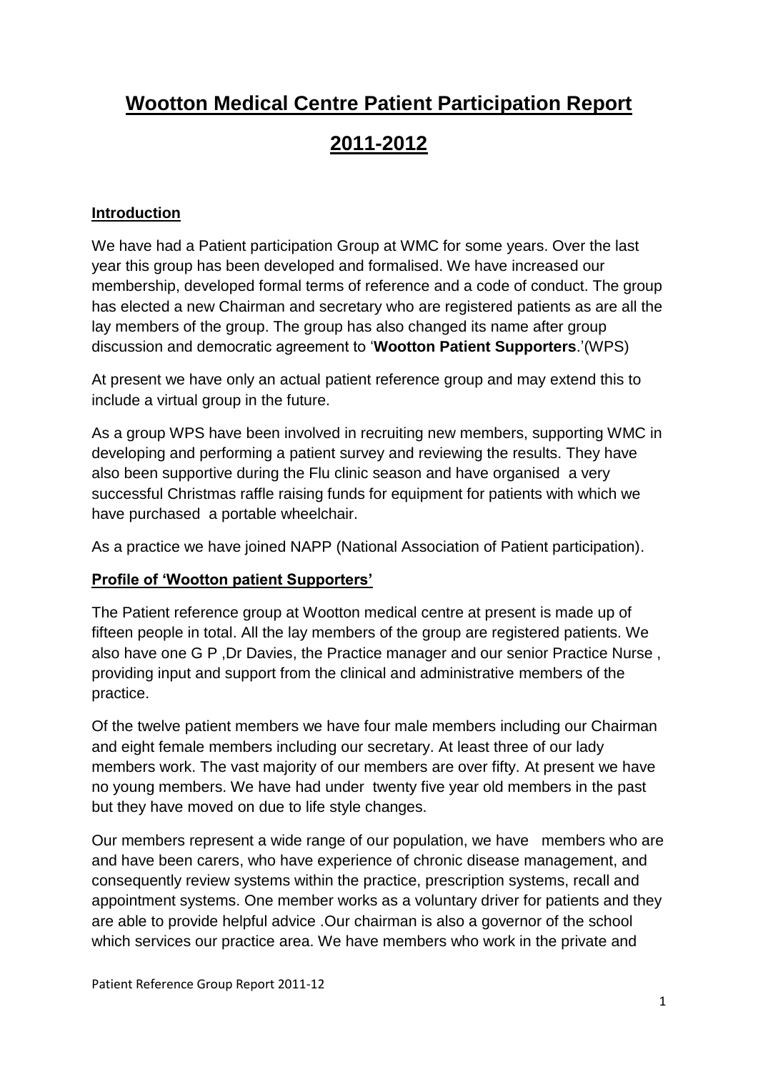# Wootton Medical Centre Patient Participation Report

# 2011-2012

## Introduction

We have had a Patient participation Group at WMC for some years. Over the last year this group has been developed and formalised. We have increased our membership, developed formal terms of reference and a code of conduct. The group has elected a new Chairman and secretary who are registered patients as are all the lay members of the group. The group has also changed its name after group discussion and democratic agreement to '**Wootton Patient Supporters**.'(WPS)

At present we have only an actual patient reference group and may extend this to include a virtual group in the future.

As a group WPS have been involved in recruiting new members, supporting WMC in developing and performing a patient survey and reviewing the results. They have also been supportive during the Flu clinic season and have organised a very successful Christmas raffle raising funds for equipment for patients with which we have purchased a portable wheelchair.

As a practice we have joined NAPP (National Association of Patient participation).

## Profile of 'Wootton patient Supporters'

The Patient reference group at Wootton medical centre at present is made up of fifteen people in total. All the lay members of the group are registered patients. We also have one G P ,Dr Davies, the Practice manager and our senior Practice Nurse , providing input and support from the clinical and administrative members of the practice.

Of the twelve patient members we have four male members including our Chairman and eight female members including our secretary. At least three of our lady members work. The vast majority of our members are over fifty. At present we have no young members. We have had under twenty five year old members in the past but they have moved on due to life style changes.

Our members represent a wide range of our population, we have members who are and have been carers, who have experience of chronic disease management, and consequently review systems within the practice, prescription systems, recall and appointment systems. One member works as a voluntary driver for patients and they are able to provide helpful advice .Our chairman is also a governor of the school which services our practice area. We have members who work in the private and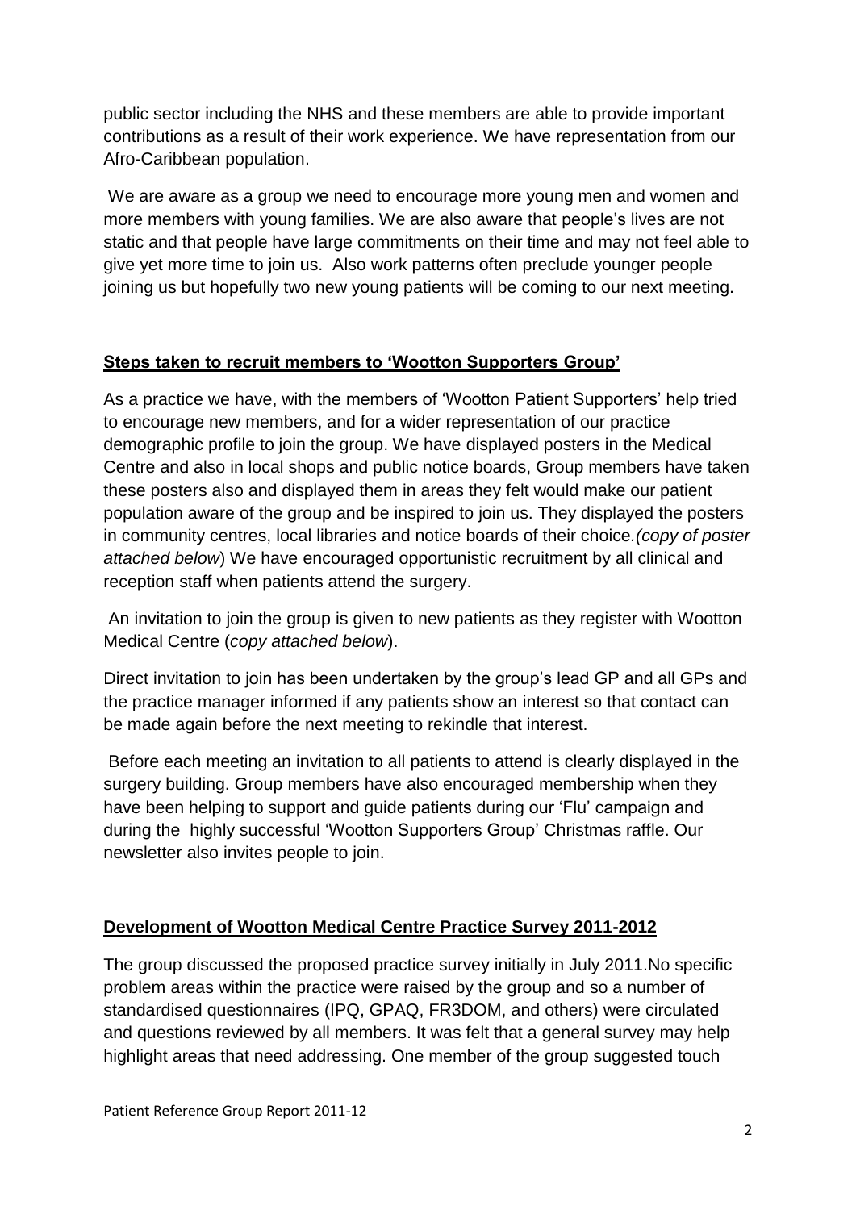public sector including the NHS and these members are able to provide important contributions as a result of their work experience. We have representation from our Afro-Caribbean population.

We are aware as a group we need to encourage more young men and women and more members with young families. We are also aware that people's lives are not static and that people have large commitments on their time and may not feel able to give yet more time to join us. Also work patterns often preclude younger people joining us but hopefully two new young patients will be coming to our next meeting.

## **Steps taken to recruit members to 'Wootton Supporters Group'**

As a practice we have, with the members of 'Wootton Patient Supporters' help tried to encourage new members, and for a wider representation of our practice demographic profile to join the group. We have displayed posters in the Medical Centre and also in local shops and public notice boards, Group members have taken these posters also and displayed them in areas they felt would make our patient population aware of the group and be inspired to join us. They displayed the posters in community centres, local libraries and notice boards of their choice.*(copy of poster attached below*) We have encouraged opportunistic recruitment by all clinical and reception staff when patients attend the surgery.

An invitation to join the group is given to new patients as they register with Wootton Medical Centre (*copy attached below*).

Direct invitation to join has been undertaken by the group's lead GP and all GPs and the practice manager informed if any patients show an interest so that contact can be made again before the next meeting to rekindle that interest.

Before each meeting an invitation to all patients to attend is clearly displayed in the surgery building. Group members have also encouraged membership when they have been helping to support and guide patients during our 'Flu' campaign and during the highly successful 'Wootton Supporters Group' Christmas raffle. Our newsletter also invites people to join.

## **Development of Wootton Medical Centre Practice Survey 2011-2012**

The group discussed the proposed practice survey initially in July 2011.No specific problem areas within the practice were raised by the group and so a number of standardised questionnaires (IPQ, GPAQ, FR3DOM, and others) were circulated and questions reviewed by all members. It was felt that a general survey may help highlight areas that need addressing. One member of the group suggested touch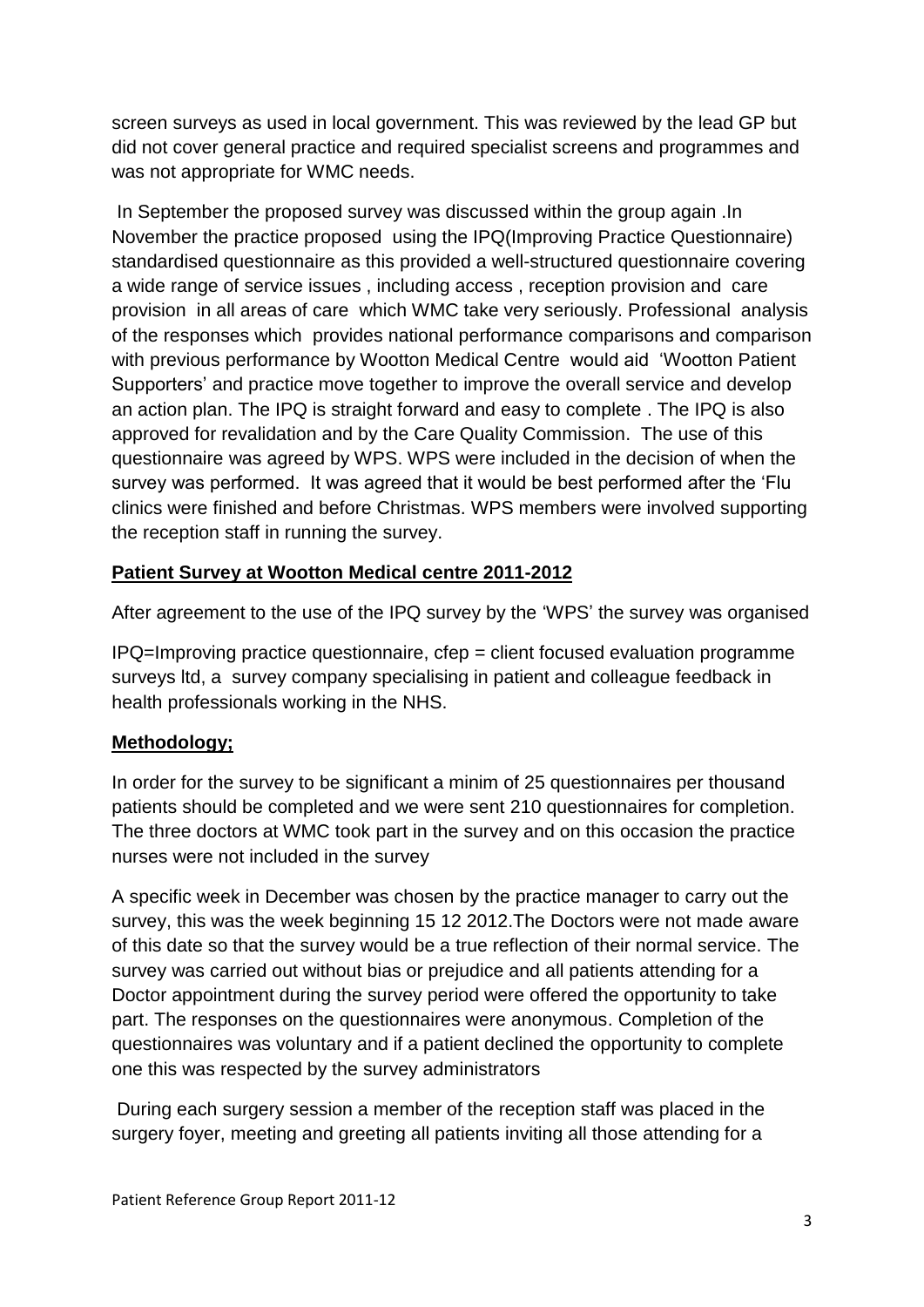screen surveys as used in local government. This was reviewed by the lead GP but did not cover general practice and required specialist screens and programmes and was not appropriate for WMC needs.

In September the proposed survey was discussed within the group again .In November the practice proposed using the IPQ(Improving Practice Questionnaire) standardised questionnaire as this provided a well-structured questionnaire covering a wide range of service issues , including access , reception provision and care provision in all areas of care which WMC take very seriously. Professional analysis of the responses which provides national performance comparisons and comparison with previous performance by Wootton Medical Centre would aid 'Wootton Patient Supporters' and practice move together to improve the overall service and develop an action plan. The IPQ is straight forward and easy to complete . The IPQ is also approved for revalidation and by the Care Quality Commission. The use of this questionnaire was agreed by WPS. WPS were included in the decision of when the survey was performed. It was agreed that it would be best performed after the 'Flu clinics were finished and before Christmas. WPS members were involved supporting the reception staff in running the survey.

**Patient Survey at Wootton Medical centre 2011-2012**

After agreement to the use of the IPQ survey by the 'WPS' the survey was organised

IPQ=Improving practice questionnaire, cfep = client focused evaluation programme surveys ltd, a survey company specialising in patient and colleague feedback in health professionals working in the NHS.

**Methodology;**

In order for the survey to be significant a minim of 25 questionnaires per thousand patients should be completed and we were sent 210 questionnaires for completion. The three doctors at WMC took part in the survey and on this occasion the practice nurses were not included in the survey

A specific week in December was chosen by the practice manager to carry out the survey, this was the week beginning 15 12 2012.The Doctors were not made aware of this date so that the survey would be a true reflection of their normal service. The survey was carried out without bias or prejudice and all patients attending for a Doctor appointment during the survey period were offered the opportunity to take part. The responses on the questionnaires were anonymous. Completion of the questionnaires was voluntary and if a patient declined the opportunity to complete one this was respected by the survey administrators

During each surgery session a member of the reception staff was placed in the surgery foyer, meeting and greeting all patients inviting all those attending for a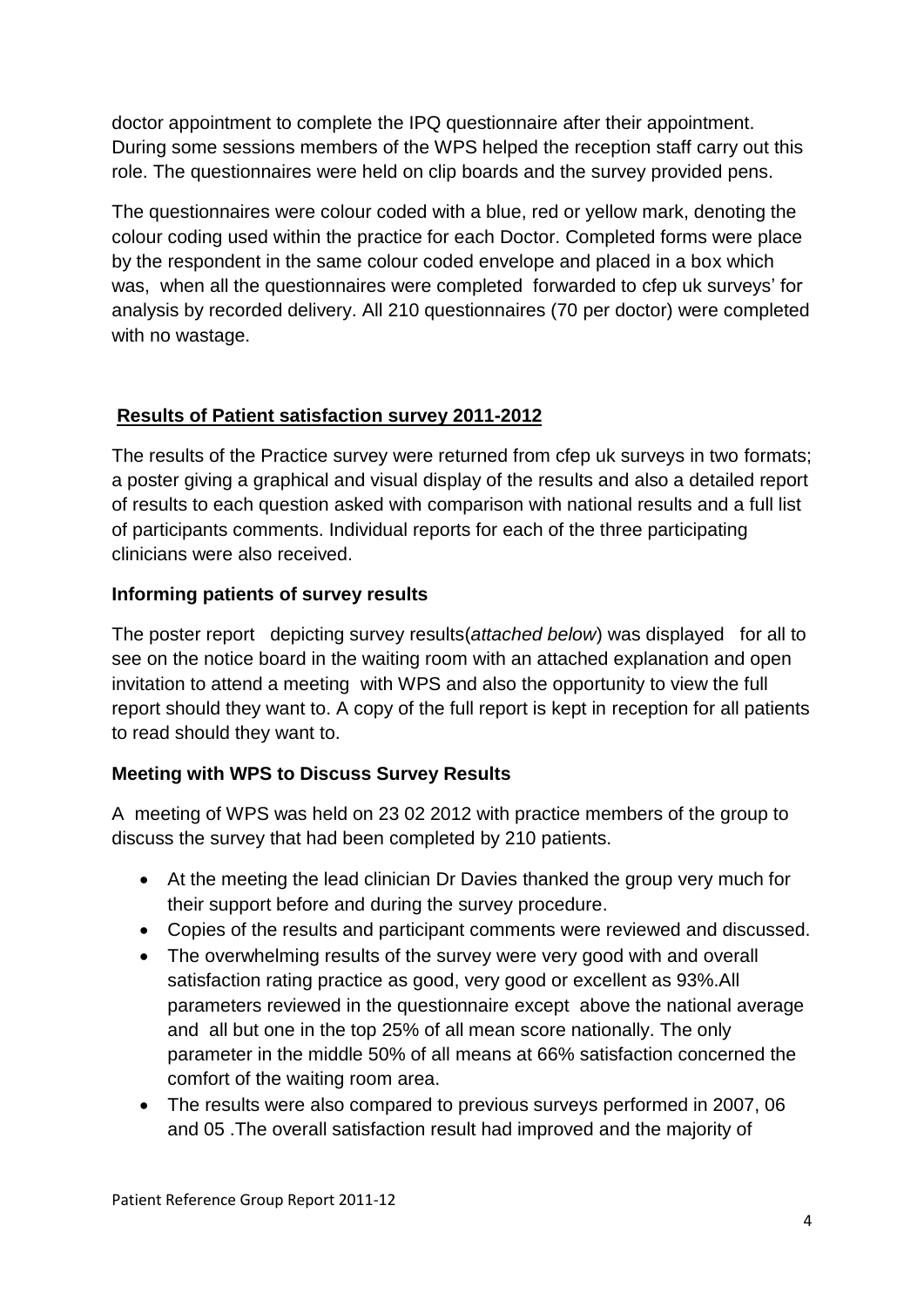doctor appointment to complete the IPQ questionnaire after their appointment. During some sessions members of the WPS helped the reception staff carry out this role. The questionnaires were held on clip boards and the survey provided pens.

The questionnaires were colour coded with a blue, red or yellow mark, denoting the colour coding used within the practice for each Doctor. Completed forms were place by the respondent in the same colour coded envelope and placed in a box which was, when all the questionnaires were completed forwarded to cfep uk surveys' for analysis by recorded delivery. All 210 questionnaires (70 per doctor) were completed with no wastage.

## Results of Patient satisfaction survey 2011-2012

The results of the Practice survey were returned from cfep uk surveys in two formats; a poster giving a graphical and visual display of the results and also a detailed report of results to each question asked with comparison with national results and a full list of participants comments. Individual reports for each of the three participating clinicians were also received.

### Informing patients of survey results

The poster report depicting survey results(*attached below*) was displayed for all to see on the notice board in the waiting room with an attached explanation and open invitation to attend a meeting with WPS and also the opportunity to view the full report should they want to. A copy of the full report is kept in reception for all patients to read should they want to.

### Meeting with WPS to Discuss Survey Results

A meeting of WPS was held on 23 02 2012 with practice members of the group to discuss the survey that had been completed by 210 patients.

- At the meeting the lead clinician Dr Davies thanked the group very much for their support before and during the survey procedure.
- Copies of the results and participant comments were reviewed and discussed.
- The overwhelming results of the survey were very good with and overall satisfaction rating practice as good, very good or excellent as 93%.All parameters reviewed in the questionnaire except above the national average and all but one in the top 25% of all mean score nationally. The only parameter in the middle 50% of all means at 66% satisfaction concerned the comfort of the waiting room area.
- The results were also compared to previous surveys performed in 2007, 06 and 05 .The overall satisfaction result had improved and the majority of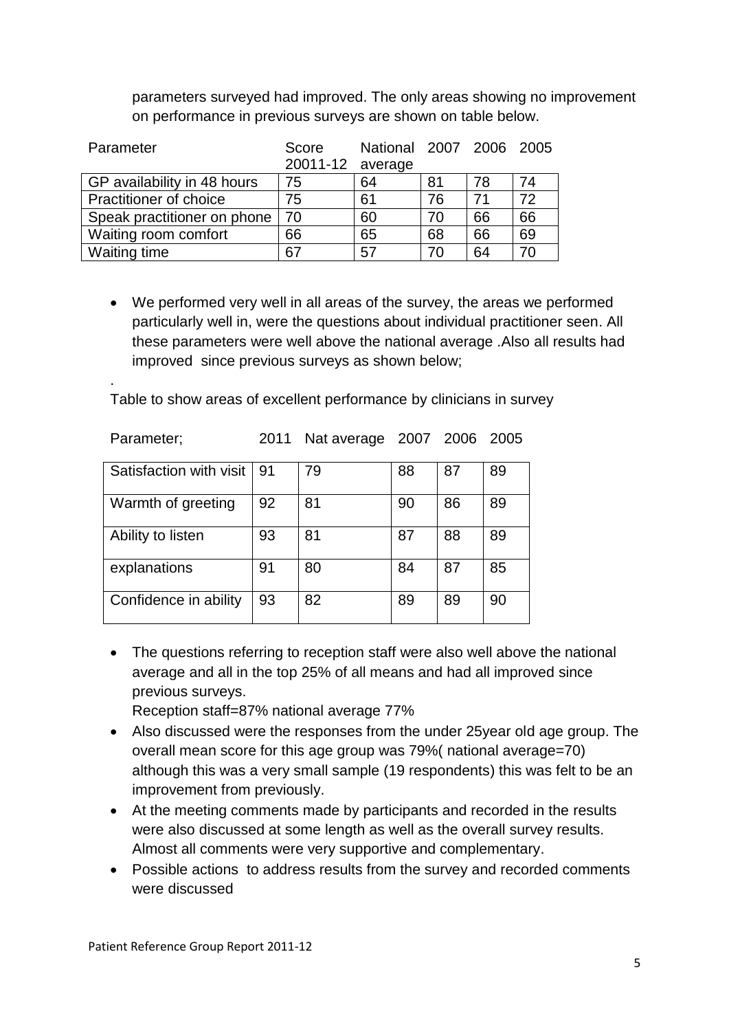parameters surveyed had improved. The only areas showing no improvement on performance in previous surveys are shown on table below.

| Parameter | Score 20011-12 | National average | 2007 | 2006 | 2005 |
|---|---|---|---|---|---|
| GP availability in 48 hours | 75 | 64 | 81 | 78 | 74 |
| Practitioner of choice | 75 | 61 | 76 | 71 | 72 |
| Speak practitioner on phone | 70 | 60 | 70 | 66 | 66 |
| Waiting room comfort | 66 | 65 | 68 | 66 | 69 |
| Waiting time | 67 | 57 | 70 | 64 | 70 |

- We performed very well in all areas of the survey, the areas we performed particularly well in, were the questions about individual practitioner seen. All these parameters were well above the national average .Also all results had improved since previous surveys as shown below;

.

Table to show areas of excellent performance by clinicians in survey

| Parameter; | 2011 | Nat average | 2007 | 2006 | 2005 |
|---|---|---|---|---|---|
| Satisfaction with visit | 91 | 79 | 88 | 87 | 89 |
| Warmth of greeting | 92 | 81 | 90 | 86 | 89 |
| Ability to listen | 93 | 81 | 87 | 88 | 89 |
| explanations | 91 | 80 | 84 | 87 | 85 |
| Confidence in ability | 93 | 82 | 89 | 89 | 90 |

- The questions referring to reception staff were also well above the national average and all in the top 25% of all means and had all improved since previous surveys.
  Reception staff=87% national average 77%
- Also discussed were the responses from the under 25year old age group. The overall mean score for this age group was 79%( national average=70) although this was a very small sample (19 respondents) this was felt to be an improvement from previously.
- At the meeting comments made by participants and recorded in the results were also discussed at some length as well as the overall survey results. Almost all comments were very supportive and complementary.
- Possible actions to address results from the survey and recorded comments were discussed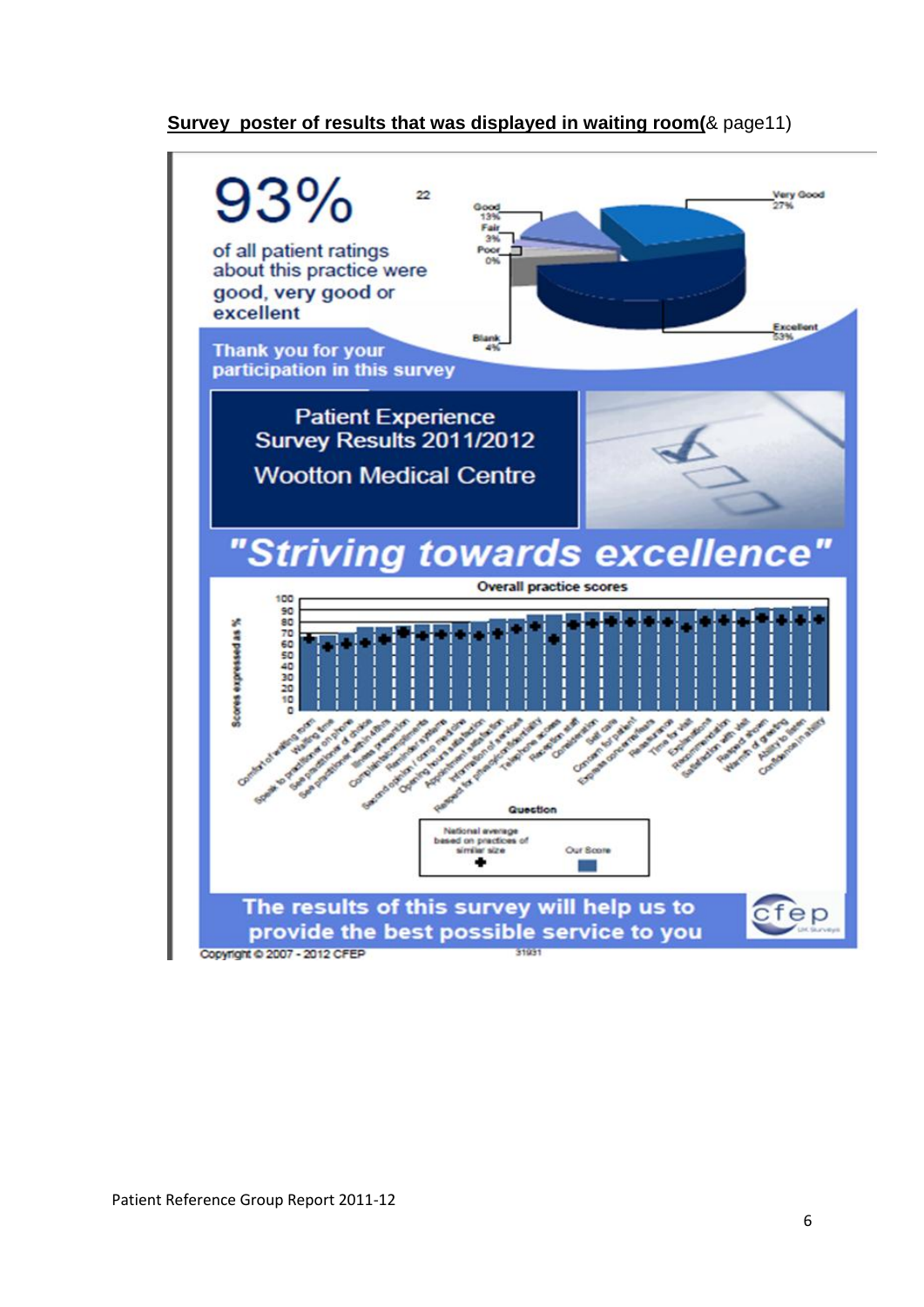**Survey poster of results that was displayed in waiting room(**& page11)

93%

22

of all patient ratings about this practice were good, very good or excellent

Good 13%
Fair 3%
Poor 0%
Blank 4%
Very Good 27%
Excellent 53%

Thank you for your participation in this survey

Patient Experience Survey Results 2011/2012

Wootton Medical Centre

*"Striving towards excellence"*

Overall practice scores

Scores expressed as %

Comfort of waiting room, Waiting time, Speak to practitioner on phone, See practitioner of choice, See practitioner within 48hrs, Illness prevention, Complaints/compliments, Reminder systems, Second opinion / comp medicine, Opening hours satisfaction, Appointment satisfaction, Information of services, Respect for privacy/confidentiality, Telephone access, Reception staff, Consideration, Self care, Concern for patient, Explain concerns/needs, Reassurance, Time for visit, Explanations, Recommendation, Satisfaction with visit, Respect shown, Warmth of greeting, Ability to listen, Confidence in ability

Question

National average based on practices of similar size

Our Score

The results of this survey will help us to provide the best possible service to you

cfep

Copyright © 2007 - 2012 CFEP

31931

Patient Reference Group Report 2011-12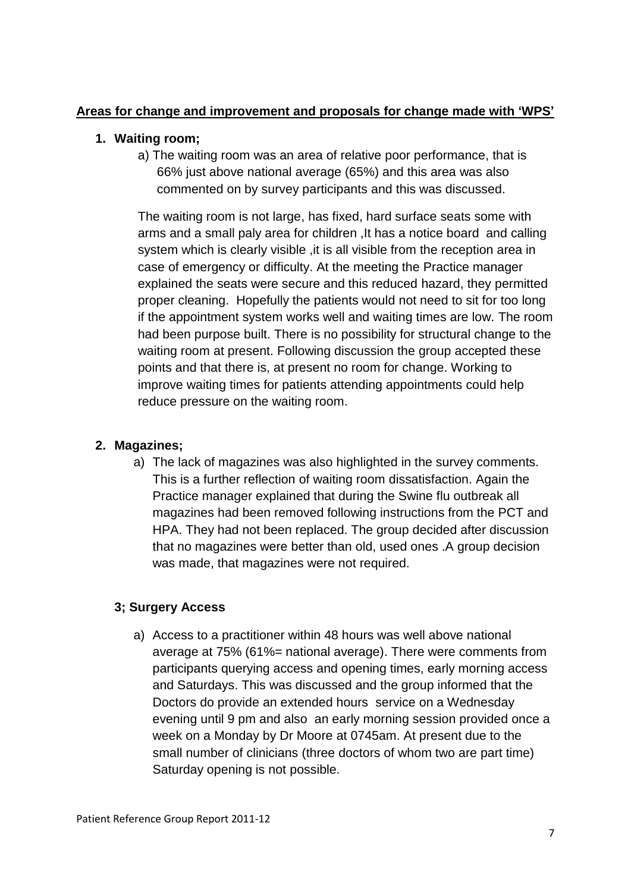**Areas for change and improvement and proposals for change made with 'WPS'**

1. **Waiting room;**

   a) The waiting room was an area of relative poor performance, that is 66% just above national average (65%) and this area was also commented on by survey participants and this was discussed.

   The waiting room is not large, has fixed, hard surface seats some with arms and a small paly area for children ,It has a notice board and calling system which is clearly visible ,it is all visible from the reception area in case of emergency or difficulty. At the meeting the Practice manager explained the seats were secure and this reduced hazard, they permitted proper cleaning. Hopefully the patients would not need to sit for too long if the appointment system works well and waiting times are low. The room had been purpose built. There is no possibility for structural change to the waiting room at present. Following discussion the group accepted these points and that there is, at present no room for change. Working to improve waiting times for patients attending appointments could help reduce pressure on the waiting room.

2. **Magazines;**

   a) The lack of magazines was also highlighted in the survey comments. This is a further reflection of waiting room dissatisfaction. Again the Practice manager explained that during the Swine flu outbreak all magazines had been removed following instructions from the PCT and HPA. They had not been replaced. The group decided after discussion that no magazines were better than old, used ones .A group decision was made, that magazines were not required.

**3; Surgery Access**

   a) Access to a practitioner within 48 hours was well above national average at 75% (61%= national average). There were comments from participants querying access and opening times, early morning access and Saturdays. This was discussed and the group informed that the Doctors do provide an extended hours service on a Wednesday evening until 9 pm and also an early morning session provided once a week on a Monday by Dr Moore at 0745am. At present due to the small number of clinicians (three doctors of whom two are part time) Saturday opening is not possible.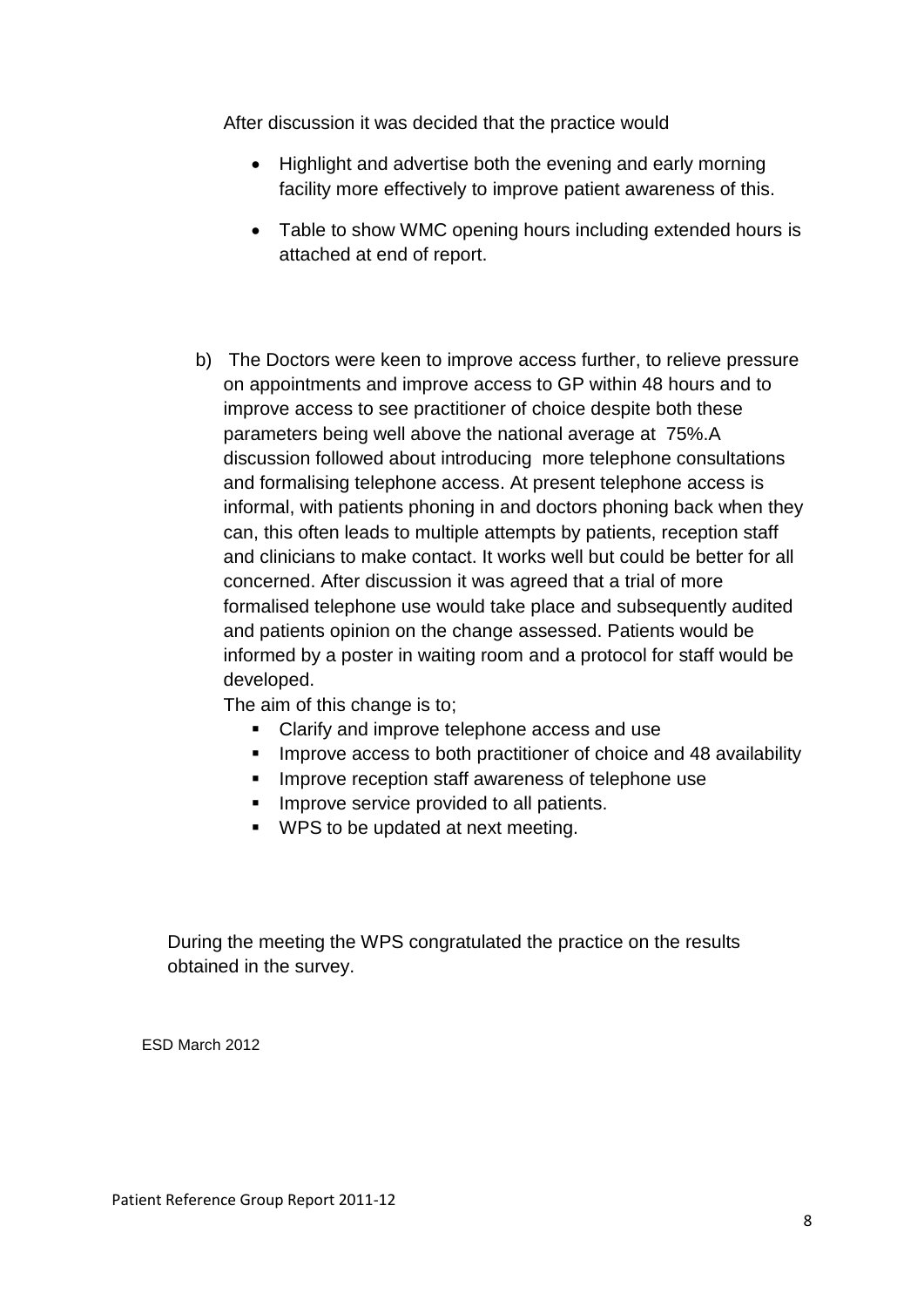After discussion it was decided that the practice would

- Highlight and advertise both the evening and early morning facility more effectively to improve patient awareness of this.
- Table to show WMC opening hours including extended hours is attached at end of report.

b) The Doctors were keen to improve access further, to relieve pressure on appointments and improve access to GP within 48 hours and to improve access to see practitioner of choice despite both these parameters being well above the national average at 75%.A discussion followed about introducing more telephone consultations and formalising telephone access. At present telephone access is informal, with patients phoning in and doctors phoning back when they can, this often leads to multiple attempts by patients, reception staff and clinicians to make contact. It works well but could be better for all concerned. After discussion it was agreed that a trial of more formalised telephone use would take place and subsequently audited and patients opinion on the change assessed. Patients would be informed by a poster in waiting room and a protocol for staff would be developed.

The aim of this change is to;

- Clarify and improve telephone access and use
- Improve access to both practitioner of choice and 48 availability
- Improve reception staff awareness of telephone use
- Improve service provided to all patients.
- WPS to be updated at next meeting.

During the meeting the WPS congratulated the practice on the results obtained in the survey.

ESD March 2012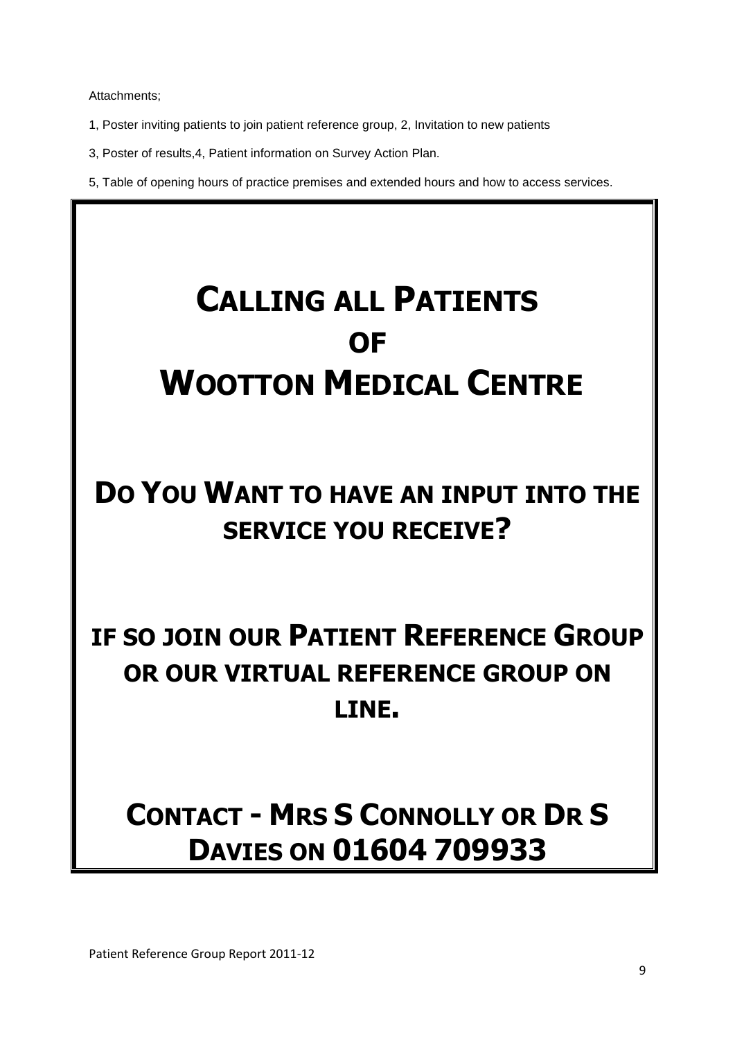Attachments;

1, Poster inviting patients to join patient reference group, 2, Invitation to new patients

3, Poster of results,4, Patient information on Survey Action Plan.

5, Table of opening hours of practice premises and extended hours and how to access services.

# CALLING ALL PATIENTS OF WOOTTON MEDICAL CENTRE

## DO YOU WANT TO HAVE AN INPUT INTO THE SERVICE YOU RECEIVE?

## IF SO JOIN OUR PATIENT REFERENCE GROUP OR OUR VIRTUAL REFERENCE GROUP ON LINE.

## CONTACT - MRS S CONNOLLY OR DR S DAVIES ON 01604 709933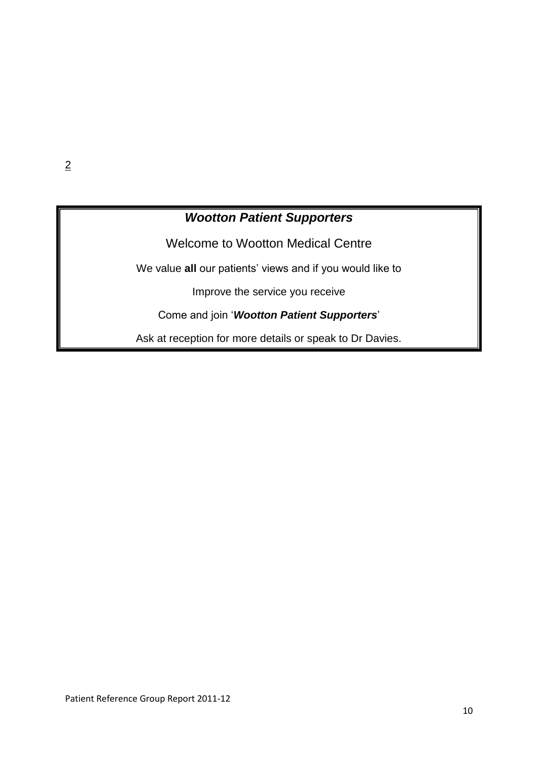2

***Wootton Patient Supporters***

Welcome to Wootton Medical Centre

We value **all** our patients' views and if you would like to

Improve the service you receive

Come and join '***Wootton Patient Supporters***'

Ask at reception for more details or speak to Dr Davies.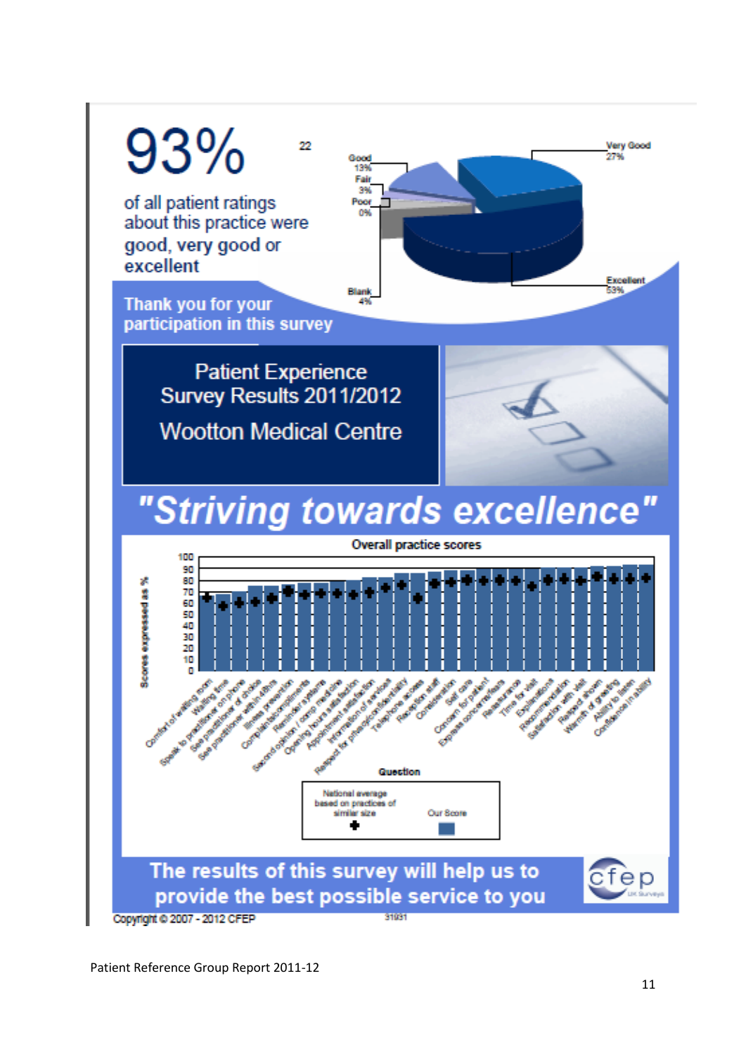# 93%

22

of all patient ratings about this practice were good, very good or excellent

Good 13%
Fair 3%
Poor 0%
Blank 4%
Very Good 27%
Excellent 53%

Thank you for your participation in this survey

## Patient Experience Survey Results 2011/2012

## Wootton Medical Centre

## *"Striving towards excellence"*

**Overall practice scores**

Scores expressed as %

Question

Comfort of waiting room, Waiting time, Speak to practitioner on phone, See practitioner of choice, See practitioner within 48hrs, Complaints/compliments, Illness prevention, Second opinion / comp medicine, Reminder systems, Opening hours satisfaction, Appointment satisfaction, Information of services, Respect for privacy/confidentiality, Telephone access, Reception staff, Consideration, Self care, Concern for patient, Express concerns/fears, Reassurance, Time for visit, Explanations, Recommendation, Satisfaction with visit, Respect shown, Warmth of greeting, Ability to listen, Confidence in ability

National average based on practices of similar size ✚

Our Score ■

**The results of this survey will help us to provide the best possible service to you**

cfep UK Surveys

Copyright © 2007 - 2012 CFEP

31931

Patient Reference Group Report 2011-12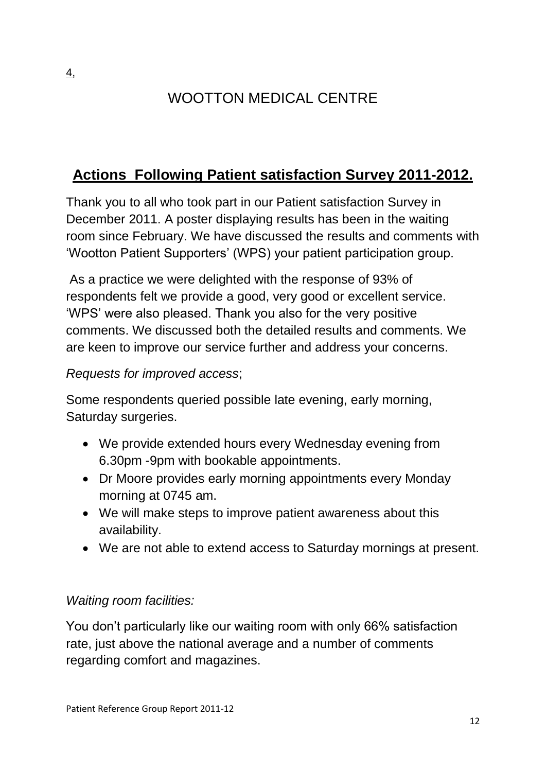4,

# WOOTTON MEDICAL CENTRE

## Actions Following Patient satisfaction Survey 2011-2012.

Thank you to all who took part in our Patient satisfaction Survey in December 2011. A poster displaying results has been in the waiting room since February. We have discussed the results and comments with 'Wootton Patient Supporters' (WPS) your patient participation group.

As a practice we were delighted with the response of 93% of respondents felt we provide a good, very good or excellent service. 'WPS' were also pleased. Thank you also for the very positive comments. We discussed both the detailed results and comments. We are keen to improve our service further and address your concerns.

*Requests for improved access*;

Some respondents queried possible late evening, early morning, Saturday surgeries.

- We provide extended hours every Wednesday evening from 6.30pm -9pm with bookable appointments.
- Dr Moore provides early morning appointments every Monday morning at 0745 am.
- We will make steps to improve patient awareness about this availability.
- We are not able to extend access to Saturday mornings at present.

*Waiting room facilities:*

You don't particularly like our waiting room with only 66% satisfaction rate, just above the national average and a number of comments regarding comfort and magazines.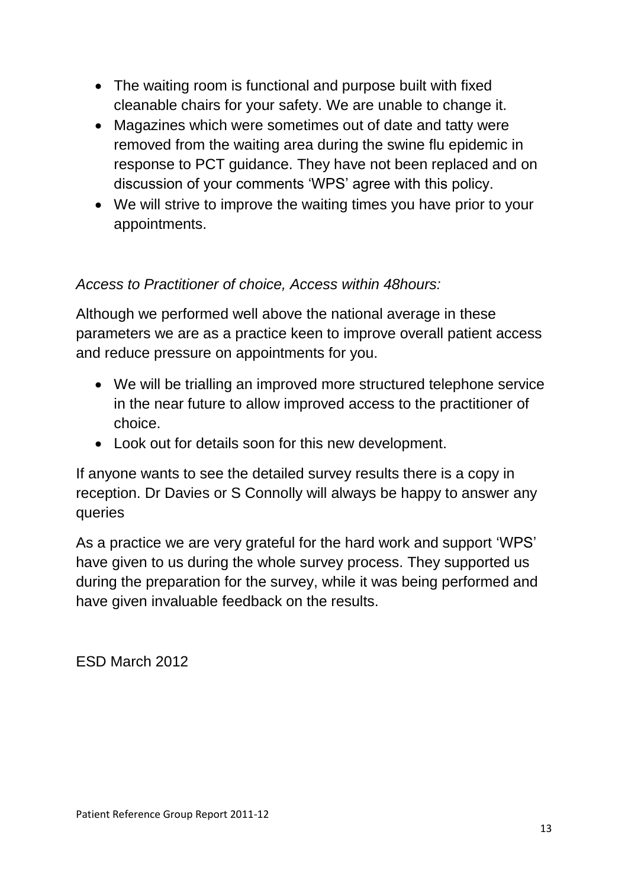- The waiting room is functional and purpose built with fixed cleanable chairs for your safety. We are unable to change it.
- Magazines which were sometimes out of date and tatty were removed from the waiting area during the swine flu epidemic in response to PCT guidance. They have not been replaced and on discussion of your comments 'WPS' agree with this policy.
- We will strive to improve the waiting times you have prior to your appointments.

*Access to Practitioner of choice, Access within 48hours:*

Although we performed well above the national average in these parameters we are as a practice keen to improve overall patient access and reduce pressure on appointments for you.

- We will be trialling an improved more structured telephone service in the near future to allow improved access to the practitioner of choice.
- Look out for details soon for this new development.

If anyone wants to see the detailed survey results there is a copy in reception. Dr Davies or S Connolly will always be happy to answer any queries

As a practice we are very grateful for the hard work and support 'WPS' have given to us during the whole survey process. They supported us during the preparation for the survey, while it was being performed and have given invaluable feedback on the results.

ESD March 2012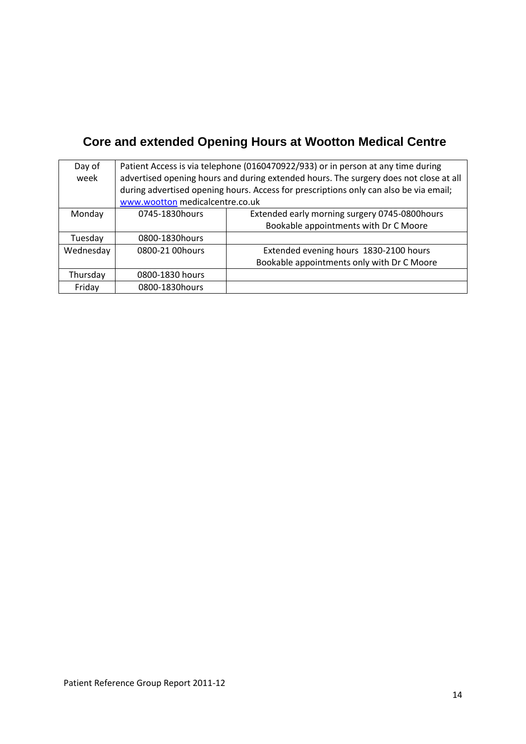# Core and extended Opening Hours at Wootton Medical Centre

| Day of week | Patient Access is via telephone (0160470922/933) or in person at any time during advertised opening hours and during extended hours. The surgery does not close at all during advertised opening hours. Access for prescriptions only can also be via email; www.wootton medicalcentre.co.uk | |
|---|---|---|
| Monday | 0745-1830hours | Extended early morning surgery 0745-0800hours Bookable appointments with Dr C Moore |
| Tuesday | 0800-1830hours | |
| Wednesday | 0800-21 00hours | Extended evening hours 1830-2100 hours Bookable appointments only with Dr C Moore |
| Thursday | 0800-1830 hours | |
| Friday | 0800-1830hours | |

Patient Reference Group Report 2011-12